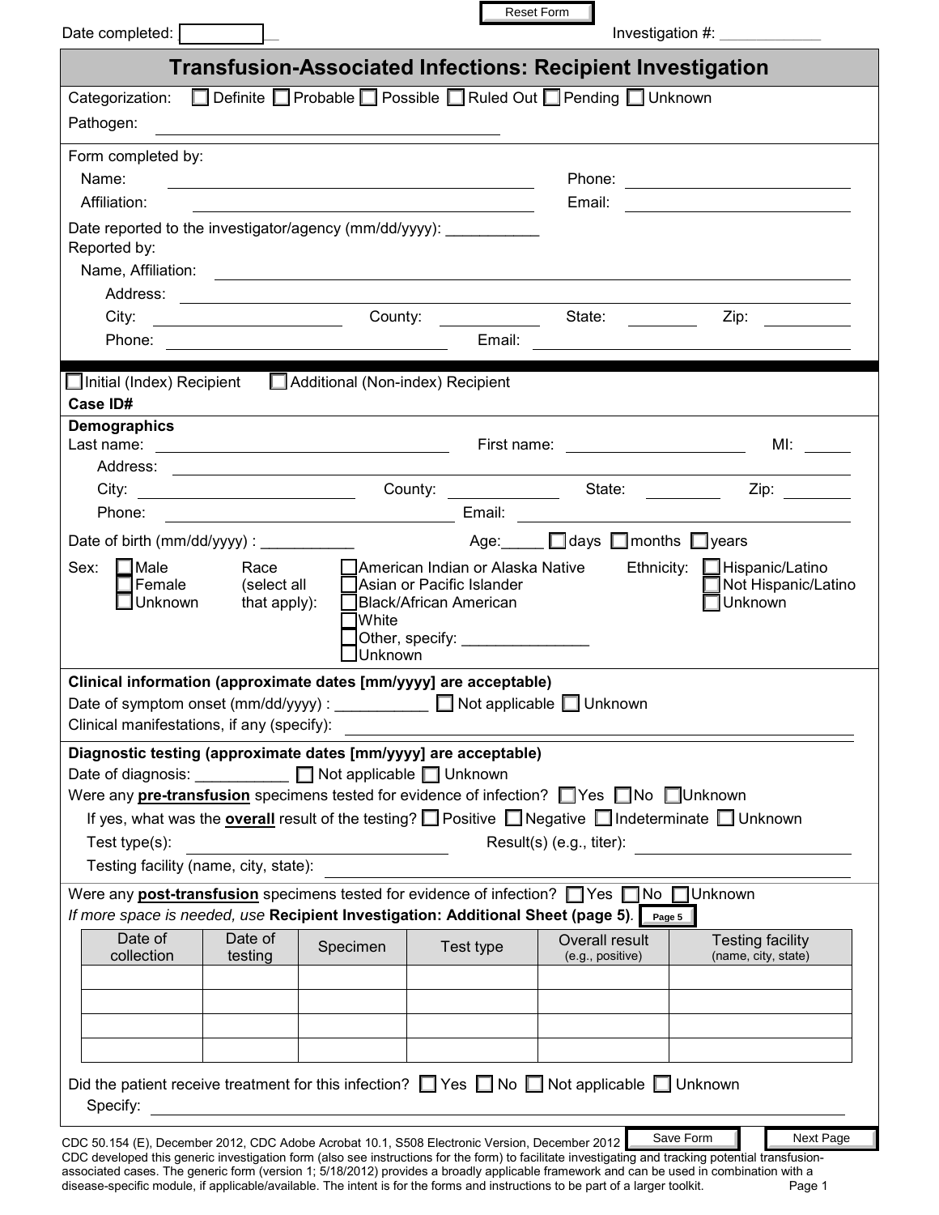Reset Form

Date completed: \_\_\_\_\_\_\_\_\_\_ Investigation #: \_\_\_\_\_\_\_\_\_\_\_\_

# Transfusion-Associated Infections: Recipient Investigation

Categorization: ☐ Definite ☐ Probable ☐ Possible ☐ Ruled Out ☐ Pending ☐ Unknown

Pathogen: \_\_\_\_\_\_\_\_\_\_\_\_\_\_\_\_\_\_\_\_\_\_\_\_\_\_\_\_\_\_\_\_\_\_\_\_\_\_\_\_

Form completed by:

Name: \_\_\_\_\_\_\_\_\_\_\_\_\_\_\_\_\_\_\_\_\_\_\_\_\_\_\_\_\_\_\_\_\_\_\_\_\_\_\_\_ Phone: \_\_\_\_\_\_\_\_\_\_\_\_\_\_\_\_\_\_\_\_\_\_\_\_\_\_

Affiliation: \_\_\_\_\_\_\_\_\_\_\_\_\_\_\_\_\_\_\_\_\_\_\_\_\_\_\_\_\_\_\_\_\_\_\_\_\_\_\_\_ Email: \_\_\_\_\_\_\_\_\_\_\_\_\_\_\_\_\_\_\_\_\_\_\_\_\_\_

Date reported to the investigator/agency (mm/dd/yyyy): \_\_\_\_\_\_\_\_\_\_\_

Reported by:

Name, Affiliation: \_\_\_\_\_\_\_\_\_\_\_\_\_\_\_\_\_\_\_\_\_\_\_\_\_\_\_\_\_\_\_\_\_\_\_\_\_\_\_\_\_\_\_\_\_\_\_\_\_\_\_\_\_\_\_\_\_\_\_\_\_\_\_\_\_\_

Address: \_\_\_\_\_\_\_\_\_\_\_\_\_\_\_\_\_\_\_\_\_\_\_\_\_\_\_\_\_\_\_\_\_\_\_\_\_\_\_\_\_\_\_\_\_\_\_\_\_\_\_\_\_\_\_\_\_\_\_\_\_\_\_\_\_\_\_\_\_\_\_\_\_\_

City: \_\_\_\_\_\_\_\_\_\_\_\_\_\_\_\_\_\_\_\_\_\_ County: \_\_\_\_\_\_\_\_\_\_\_\_\_ State: \_\_\_\_\_\_\_\_\_ Zip: \_\_\_\_\_\_\_\_\_\_

Phone: \_\_\_\_\_\_\_\_\_\_\_\_\_\_\_\_\_\_\_\_\_\_\_\_\_\_\_\_\_\_\_\_\_\_ Email: \_\_\_\_\_\_\_\_\_\_\_\_\_\_\_\_\_\_\_\_\_\_\_\_\_\_\_\_\_\_\_\_\_\_\_\_\_\_\_\_

☐ Initial (Index) Recipient ☐ Additional (Non-index) Recipient

**Case ID#**

**Demographics**

Last name: \_\_\_\_\_\_\_\_\_\_\_\_\_\_\_\_\_\_\_\_\_\_\_\_\_\_\_\_\_\_\_\_\_\_\_\_\_\_ First name: \_\_\_\_\_\_\_\_\_\_\_\_\_\_\_\_\_\_\_\_\_\_\_\_ MI: \_\_\_\_\_\_

Address: \_\_\_\_\_\_\_\_\_\_\_\_\_\_\_\_\_\_\_\_\_\_\_\_\_\_\_\_\_\_\_\_\_\_\_\_\_\_\_\_\_\_\_\_\_\_\_\_\_\_\_\_\_\_\_\_\_\_\_\_\_\_\_\_\_\_\_\_\_\_\_\_\_\_

City: \_\_\_\_\_\_\_\_\_\_\_\_\_\_\_\_\_\_\_\_\_\_\_\_\_\_\_\_ County: \_\_\_\_\_\_\_\_\_\_\_\_\_ State: \_\_\_\_\_\_\_\_\_ Zip: \_\_\_\_\_\_\_\_\_\_

Phone: \_\_\_\_\_\_\_\_\_\_\_\_\_\_\_\_\_\_\_\_\_\_\_\_\_\_\_\_\_\_\_\_\_\_\_\_\_\_ Email: \_\_\_\_\_\_\_\_\_\_\_\_\_\_\_\_\_\_\_\_\_\_\_\_\_\_\_\_\_\_\_\_\_\_\_\_\_\_\_\_\_\_\_\_

Date of birth (mm/dd/yyyy) : \_\_\_\_\_\_\_\_\_\_\_ Age:\_\_\_\_\_ ☐ days ☐ months ☐ years

Sex: ☐ Male ☐ Female ☐ Unknown

Race (select all that apply): ☐ American Indian or Alaska Native ☐ Asian or Pacific Islander ☐ Black/African American ☐ White ☐ Other, specify: \_\_\_\_\_\_\_\_\_\_\_\_\_\_\_ ☐ Unknown

Ethnicity: ☐ Hispanic/Latino ☐ Not Hispanic/Latino ☐ Unknown

**Clinical information (approximate dates [mm/yyyy] are acceptable)**

Date of symptom onset (mm/dd/yyyy) : \_\_\_\_\_\_\_\_\_\_\_ ☐ Not applicable ☐ Unknown

Clinical manifestations, if any (specify): \_\_\_\_\_\_\_\_\_\_\_\_\_\_\_\_\_\_\_\_\_\_\_\_\_\_\_\_\_\_\_\_\_\_\_\_\_\_\_\_\_\_\_\_\_\_\_\_\_\_\_\_\_\_\_\_\_\_\_\_\_\_

**Diagnostic testing (approximate dates [mm/yyyy] are acceptable)**

Date of diagnosis: \_\_\_\_\_\_\_\_\_\_\_ ☐ Not applicable ☐ Unknown

Were any **pre-transfusion** specimens tested for evidence of infection? ☐ Yes ☐ No ☐ Unknown

If yes, what was the **overall** result of the testing? ☐ Positive ☐ Negative ☐ Indeterminate ☐ Unknown

Test type(s): \_\_\_\_\_\_\_\_\_\_\_\_\_\_\_\_\_\_\_\_\_\_\_\_\_\_\_\_\_\_\_\_\_\_ Result(s) (e.g., titer): \_\_\_\_\_\_\_\_\_\_\_\_\_\_\_\_\_\_\_\_\_\_\_\_\_\_

Testing facility (name, city, state): \_\_\_\_\_\_\_\_\_\_\_\_\_\_\_\_\_\_\_\_\_\_\_\_\_\_\_\_\_\_\_\_\_\_\_\_\_\_\_\_\_\_\_\_\_\_\_\_\_\_\_\_\_\_\_\_\_\_\_\_\_\_\_\_\_\_

Were any **post-transfusion** specimens tested for evidence of infection? ☐ Yes ☐ No ☐ Unknown

*If more space is needed, use* **Recipient Investigation: Additional Sheet (page 5)**. Page 5

| Date of collection | Date of testing | Specimen | Test type | Overall result (e.g., positive) | Testing facility (name, city, state) |
|---|---|---|---|---|---|
| | | | | | |
| | | | | | |
| | | | | | |
| | | | | | |

Did the patient receive treatment for this infection? ☐ Yes ☐ No ☐ Not applicable ☐ Unknown

Specify: \_\_\_\_\_\_\_\_\_\_\_\_\_\_\_\_\_\_\_\_\_\_\_\_\_\_\_\_\_\_\_\_\_\_\_\_\_\_\_\_\_\_\_\_\_\_\_\_\_\_\_\_\_\_\_\_\_\_\_\_\_\_\_\_\_\_\_\_\_\_\_\_\_\_\_\_\_\_

CDC 50.154 (E), December 2012, CDC Adobe Acrobat 10.1, S508 Electronic Version, December 2012 Save Form Next Page

CDC developed this generic investigation form (also see instructions for the form) to facilitate investigating and tracking potential transfusion-associated cases. The generic form (version 1; 5/18/2012) provides a broadly applicable framework and can be used in combination with a disease-specific module, if applicable/available. The intent is for the forms and instructions to be part of a larger toolkit.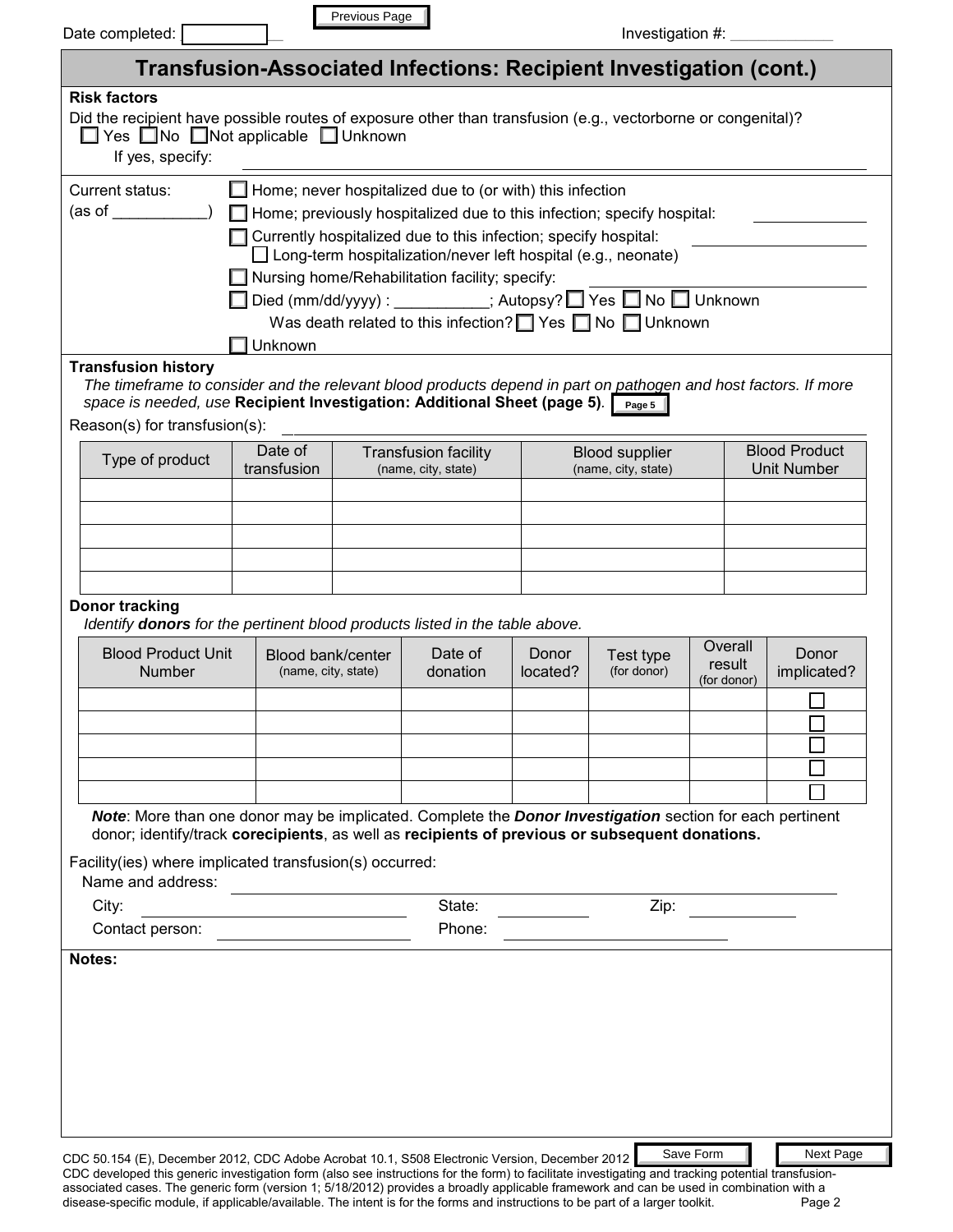Date completed: ____________ Investigation #: ____________

## Transfusion-Associated Infections: Recipient Investigation (cont.)

**Risk factors**

Did the recipient have possible routes of exposure other than transfusion (e.g., vectorborne or congenital)?
☐ Yes ☐ No ☐ Not applicable ☐ Unknown
If yes, specify: ______________________________

Current status: (as of ___________)

- ☐ Home; never hospitalized due to (or with) this infection
- ☐ Home; previously hospitalized due to this infection; specify hospital: ____________
- ☐ Currently hospitalized due to this infection; specify hospital: ____________
  - ☐ Long-term hospitalization/never left hospital (e.g., neonate)
- ☐ Nursing home/Rehabilitation facility; specify: ____________
- ☐ Died (mm/dd/yyyy) : ___________; Autopsy? ☐ Yes ☐ No ☐ Unknown
  - Was death related to this infection? ☐ Yes ☐ No ☐ Unknown
- ☐ Unknown

**Transfusion history**

*The timeframe to consider and the relevant blood products depend in part on pathogen and host factors. If more space is needed, use* **Recipient Investigation: Additional Sheet (page 5)**.

Reason(s) for transfusion(s): ______________________________

| Type of product | Date of transfusion | Transfusion facility (name, city, state) | Blood supplier (name, city, state) | Blood Product Unit Number |
|---|---|---|---|---|
| | | | | |
| | | | | |
| | | | | |
| | | | | |
| | | | | |

**Donor tracking**

*Identify* ***donors*** *for the pertinent blood products listed in the table above.*

| Blood Product Unit Number | Blood bank/center (name, city, state) | Date of donation | Donor located? | Test type (for donor) | Overall result (for donor) | Donor implicated? |
|---|---|---|---|---|---|---|
| | | | | | | ☐ |
| | | | | | | ☐ |
| | | | | | | ☐ |
| | | | | | | ☐ |
| | | | | | | ☐ |

***Note***: More than one donor may be implicated. Complete the ***Donor Investigation*** section for each pertinent donor; identify/track **corecipients**, as well as **recipients of previous or subsequent donations.**

Facility(ies) where implicated transfusion(s) occurred:

Name and address: ______________________________

City: ____________ State: ____________ Zip: ____________

Contact person: ____________ Phone: ____________

**Notes:**

CDC 50.154 (E), December 2012, CDC Adobe Acrobat 10.1, S508 Electronic Version, December 2012

CDC developed this generic investigation form (also see instructions for the form) to facilitate investigating and tracking potential transfusion-associated cases. The generic form (version 1; 5/18/2012) provides a broadly applicable framework and can be used in combination with a disease-specific module, if applicable/available. The intent is for the forms and instructions to be part of a larger toolkit.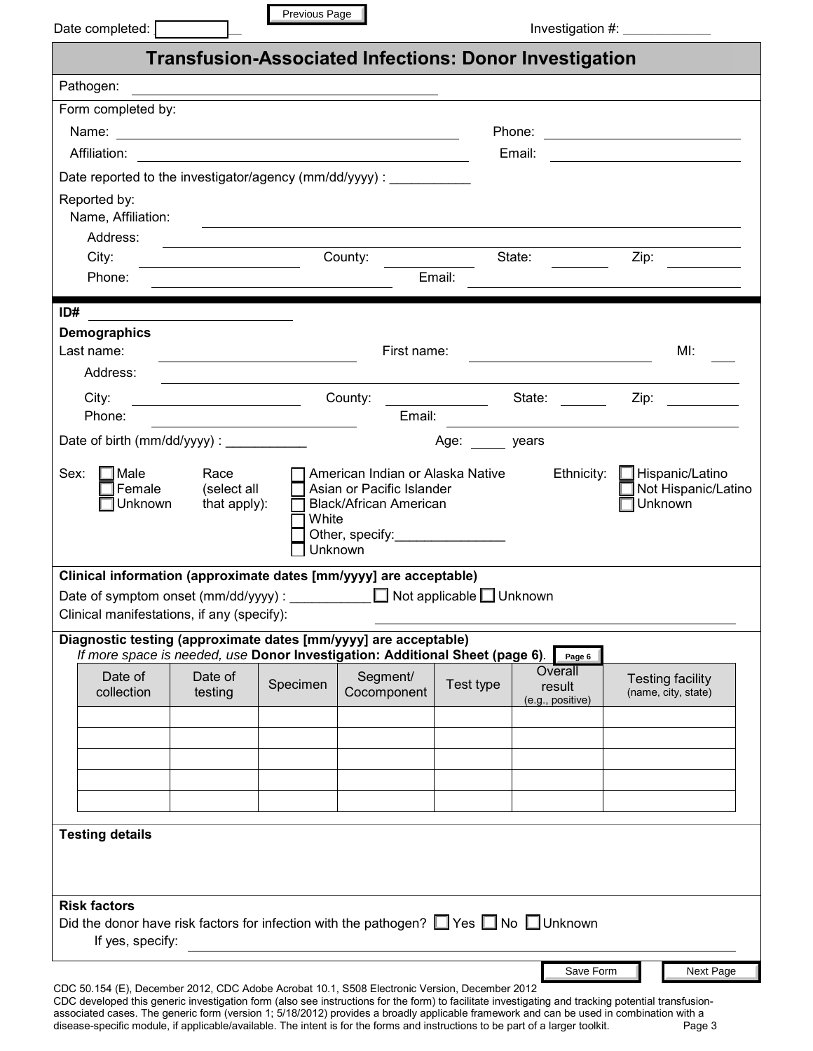Date completed: ____________ Previous Page Investigation #: ____________

# Transfusion-Associated Infections: Donor Investigation

Pathogen: ______________________________

Form completed by:

Name: ______________________________ Phone: ______________________________

Affiliation: ______________________________ Email: ______________________________

Date reported to the investigator/agency (mm/dd/yyyy) : ___________

Reported by:

Name, Affiliation: ______________________________

Address: ______________________________

City: ____________ County: ____________ State: ________ Zip: ________

Phone: ______________________________ Email: ______________________________

**ID#** ______________________________

**Demographics**

Last name: ____________ First name: ____________ MI: ___

Address: ______________________________

City: ____________ County: ____________ State: ________ Zip: ________

Phone: ______________________________ Email: ______________________________

Date of birth (mm/dd/yyyy) : ___________ Age: _____ years

Sex: ☐ Male ☐ Female ☐ Unknown

Race (select all that apply): ☐ American Indian or Alaska Native ☐ Asian or Pacific Islander ☐ Black/African American ☐ White ☐ Other, specify:_______________ ☐ Unknown

Ethnicity: ☐ Hispanic/Latino ☐ Not Hispanic/Latino ☐ Unknown

**Clinical information (approximate dates [mm/yyyy] are acceptable)**

Date of symptom onset (mm/dd/yyyy) : ___________ ☐ Not applicable ☐ Unknown

Clinical manifestations, if any (specify): ______________________________

**Diagnostic testing (approximate dates [mm/yyyy] are acceptable)**

*If more space is needed, use* **Donor Investigation: Additional Sheet (page 6)**. Page 6

| Date of collection | Date of testing | Specimen | Segment/ Cocomponent | Test type | Overall result (e.g., positive) | Testing facility (name, city, state) |
|---|---|---|---|---|---|---|
| | | | | | | |
| | | | | | | |
| | | | | | | |
| | | | | | | |
| | | | | | | |

**Testing details**

**Risk factors**

Did the donor have risk factors for infection with the pathogen? ☐ Yes ☐ No ☐ Unknown

If yes, specify: ______________________________

Save Form Next Page

CDC 50.154 (E), December 2012, CDC Adobe Acrobat 10.1, S508 Electronic Version, December 2012

CDC developed this generic investigation form (also see instructions for the form) to facilitate investigating and tracking potential transfusion-associated cases. The generic form (version 1; 5/18/2012) provides a broadly applicable framework and can be used in combination with a disease-specific module, if applicable/available. The intent is for the forms and instructions to be part of a larger toolkit.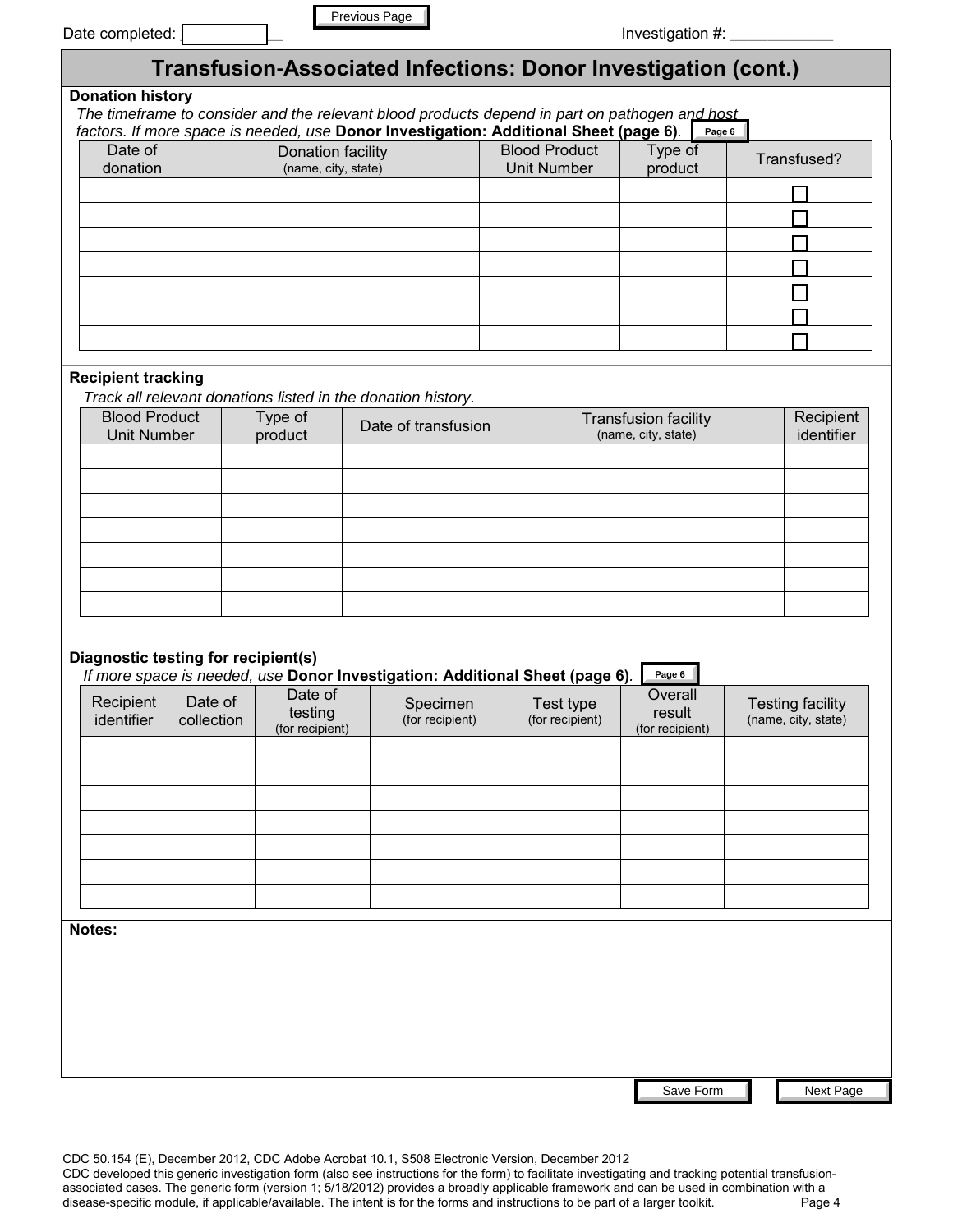Date completed: ____________  Previous Page  Investigation #: ____________

# Transfusion-Associated Infections: Donor Investigation (cont.)

**Donation history**

*The timeframe to consider and the relevant blood products depend in part on pathogen and host factors. If more space is needed, use* **Donor Investigation: Additional Sheet (page 6)**. Page 6

| Date of donation | Donation facility (name, city, state) | Blood Product Unit Number | Type of product | Transfused? |
|---|---|---|---|---|
| | | | | ☐ |
| | | | | ☐ |
| | | | | ☐ |
| | | | | ☐ |
| | | | | ☐ |
| | | | | ☐ |
| | | | | ☐ |

**Recipient tracking**

*Track all relevant donations listed in the donation history.*

| Blood Product Unit Number | Type of product | Date of transfusion | Transfusion facility (name, city, state) | Recipient identifier |
|---|---|---|---|---|
| | | | | |
| | | | | |
| | | | | |
| | | | | |
| | | | | |
| | | | | |
| | | | | |

**Diagnostic testing for recipient(s)**

*If more space is needed, use* **Donor Investigation: Additional Sheet (page 6)**. Page 6

| Recipient identifier | Date of collection | Date of testing (for recipient) | Specimen (for recipient) | Test type (for recipient) | Overall result (for recipient) | Testing facility (name, city, state) |
|---|---|---|---|---|---|---|
| | | | | | | |
| | | | | | | |
| | | | | | | |
| | | | | | | |
| | | | | | | |
| | | | | | | |
| | | | | | | |

**Notes:**

Save Form  Next Page

CDC 50.154 (E), December 2012, CDC Adobe Acrobat 10.1, S508 Electronic Version, December 2012

CDC developed this generic investigation form (also see instructions for the form) to facilitate investigating and tracking potential transfusion-associated cases. The generic form (version 1; 5/18/2012) provides a broadly applicable framework and can be used in combination with a disease-specific module, if applicable/available. The intent is for the forms and instructions to be part of a larger toolkit.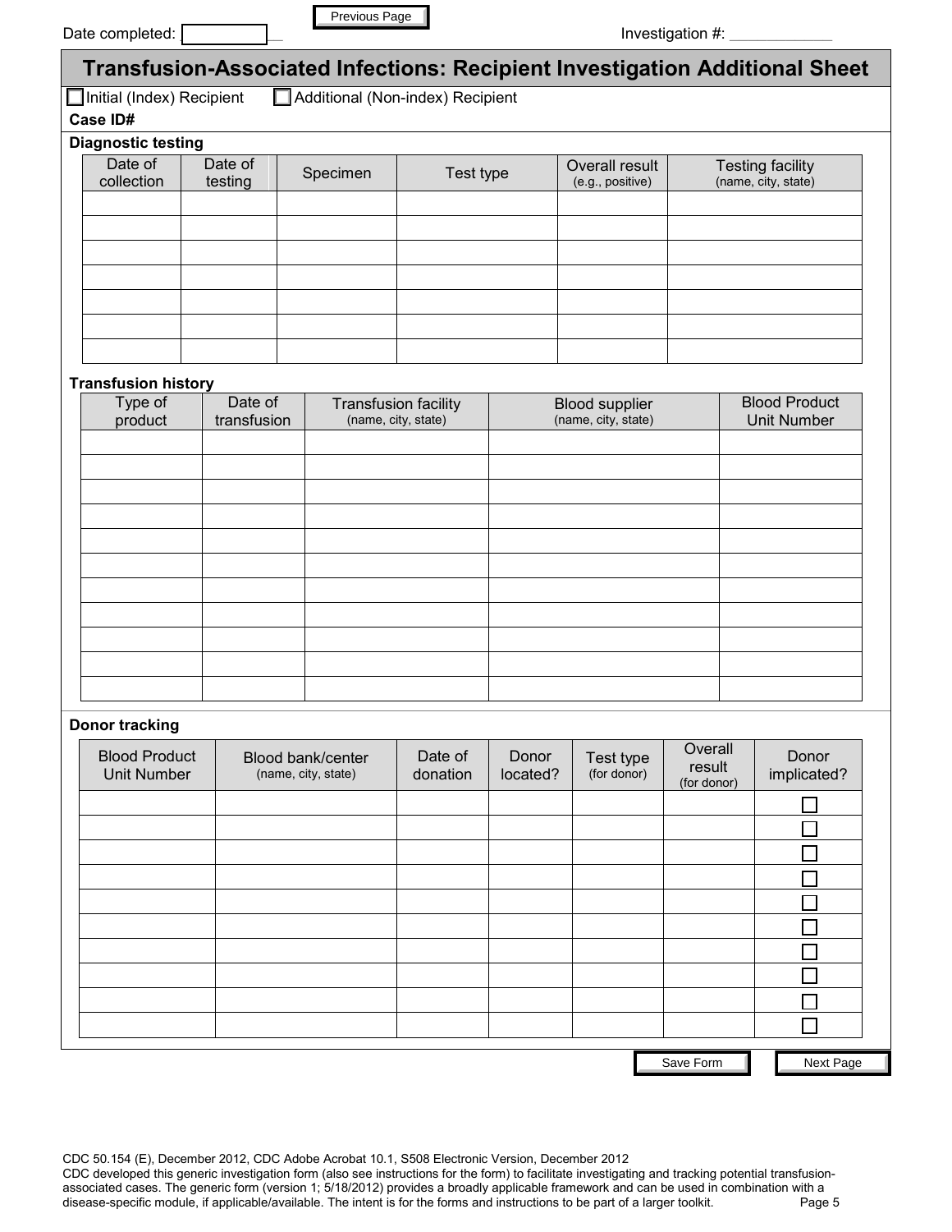Date completed: ______ Previous Page Investigation #: ____________

# Transfusion-Associated Infections: Recipient Investigation Additional Sheet

☐ Initial (Index) Recipient ☐ Additional (Non-index) Recipient

**Case ID#**

**Diagnostic testing**

| Date of collection | Date of testing | Specimen | Test type | Overall result (e.g., positive) | Testing facility (name, city, state) |
|---|---|---|---|---|---|
| | | | | | |
| | | | | | |
| | | | | | |
| | | | | | |
| | | | | | |
| | | | | | |
| | | | | | |

**Transfusion history**

| Type of product | Date of transfusion | Transfusion facility (name, city, state) | Blood supplier (name, city, state) | Blood Product Unit Number |
|---|---|---|---|---|
| | | | | |
| | | | | |
| | | | | |
| | | | | |
| | | | | |
| | | | | |
| | | | | |
| | | | | |
| | | | | |
| | | | | |
| | | | | |

**Donor tracking**

| Blood Product Unit Number | Blood bank/center (name, city, state) | Date of donation | Donor located? | Test type (for donor) | Overall result (for donor) | Donor implicated? |
|---|---|---|---|---|---|---|
| | | | | | | ☐ |
| | | | | | | ☐ |
| | | | | | | ☐ |
| | | | | | | ☐ |
| | | | | | | ☐ |
| | | | | | | ☐ |
| | | | | | | ☐ |
| | | | | | | ☐ |
| | | | | | | ☐ |
| | | | | | | ☐ |

Save Form Next Page

CDC 50.154 (E), December 2012, CDC Adobe Acrobat 10.1, S508 Electronic Version, December 2012
CDC developed this generic investigation form (also see instructions for the form) to facilitate investigating and tracking potential transfusion-associated cases. The generic form (version 1; 5/18/2012) provides a broadly applicable framework and can be used in combination with a disease-specific module, if applicable/available. The intent is for the forms and instructions to be part of a larger toolkit.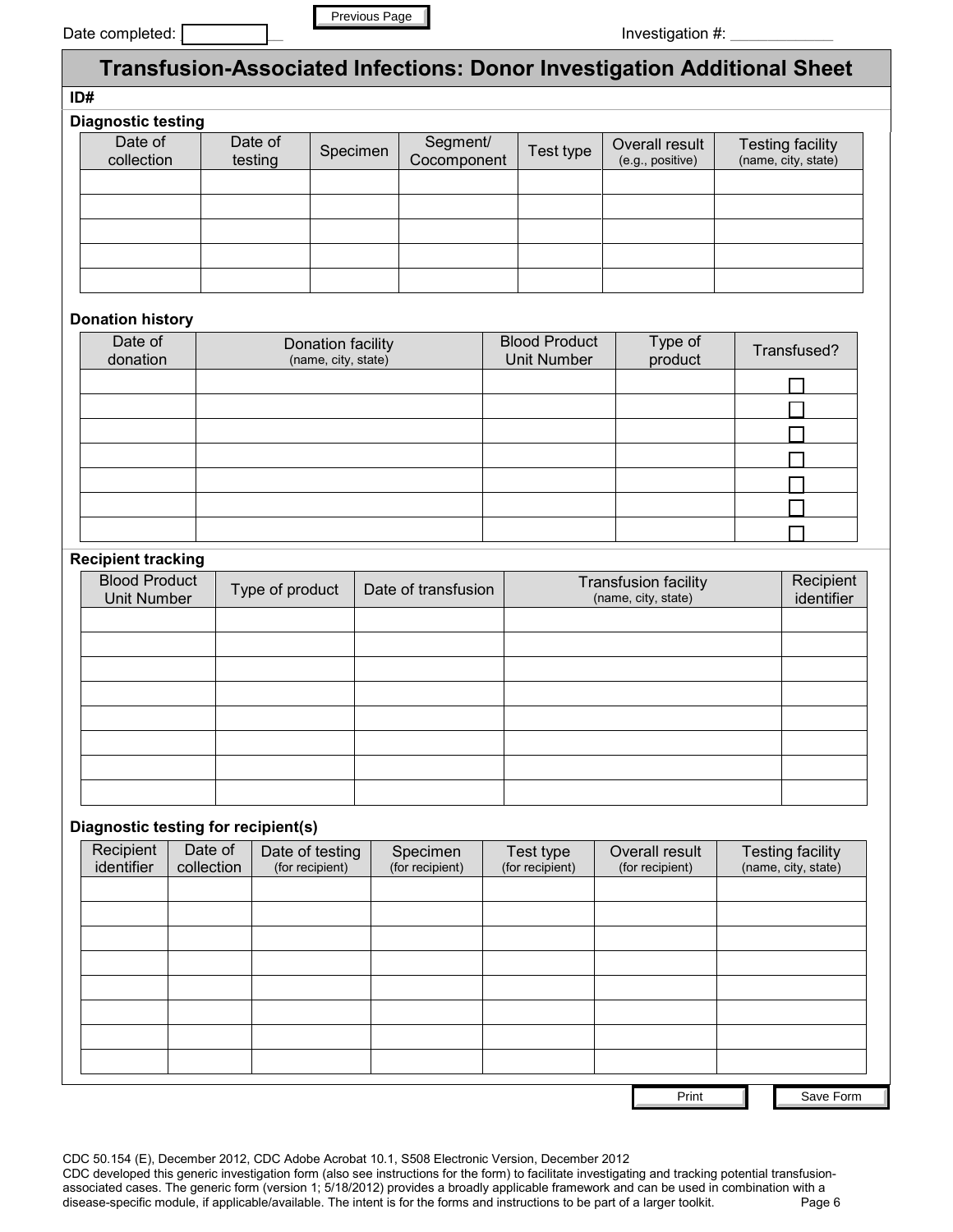Date completed: ______ Previous Page Investigation #: ____________

# Transfusion-Associated Infections: Donor Investigation Additional Sheet

**ID#**

**Diagnostic testing**

| Date of collection | Date of testing | Specimen | Segment/ Cocomponent | Test type | Overall result (e.g., positive) | Testing facility (name, city, state) |
|---|---|---|---|---|---|---|
| | | | | | | |
| | | | | | | |
| | | | | | | |
| | | | | | | |
| | | | | | | |

**Donation history**

| Date of donation | Donation facility (name, city, state) | Blood Product Unit Number | Type of product | Transfused? |
|---|---|---|---|---|
| | | | | ☐ |
| | | | | ☐ |
| | | | | ☐ |
| | | | | ☐ |
| | | | | ☐ |
| | | | | ☐ |
| | | | | ☐ |

**Recipient tracking**

| Blood Product Unit Number | Type of product | Date of transfusion | Transfusion facility (name, city, state) | Recipient identifier |
|---|---|---|---|---|
| | | | | |
| | | | | |
| | | | | |
| | | | | |
| | | | | |
| | | | | |
| | | | | |
| | | | | |

**Diagnostic testing for recipient(s)**

| Recipient identifier | Date of collection | Date of testing (for recipient) | Specimen (for recipient) | Test type (for recipient) | Overall result (for recipient) | Testing facility (name, city, state) |
|---|---|---|---|---|---|---|
| | | | | | | |
| | | | | | | |
| | | | | | | |
| | | | | | | |
| | | | | | | |
| | | | | | | |
| | | | | | | |
| | | | | | | |

Print Save Form

CDC 50.154 (E), December 2012, CDC Adobe Acrobat 10.1, S508 Electronic Version, December 2012
CDC developed this generic investigation form (also see instructions for the form) to facilitate investigating and tracking potential transfusion-associated cases. The generic form (version 1; 5/18/2012) provides a broadly applicable framework and can be used in combination with a disease-specific module, if applicable/available. The intent is for the forms and instructions to be part of a larger toolkit.